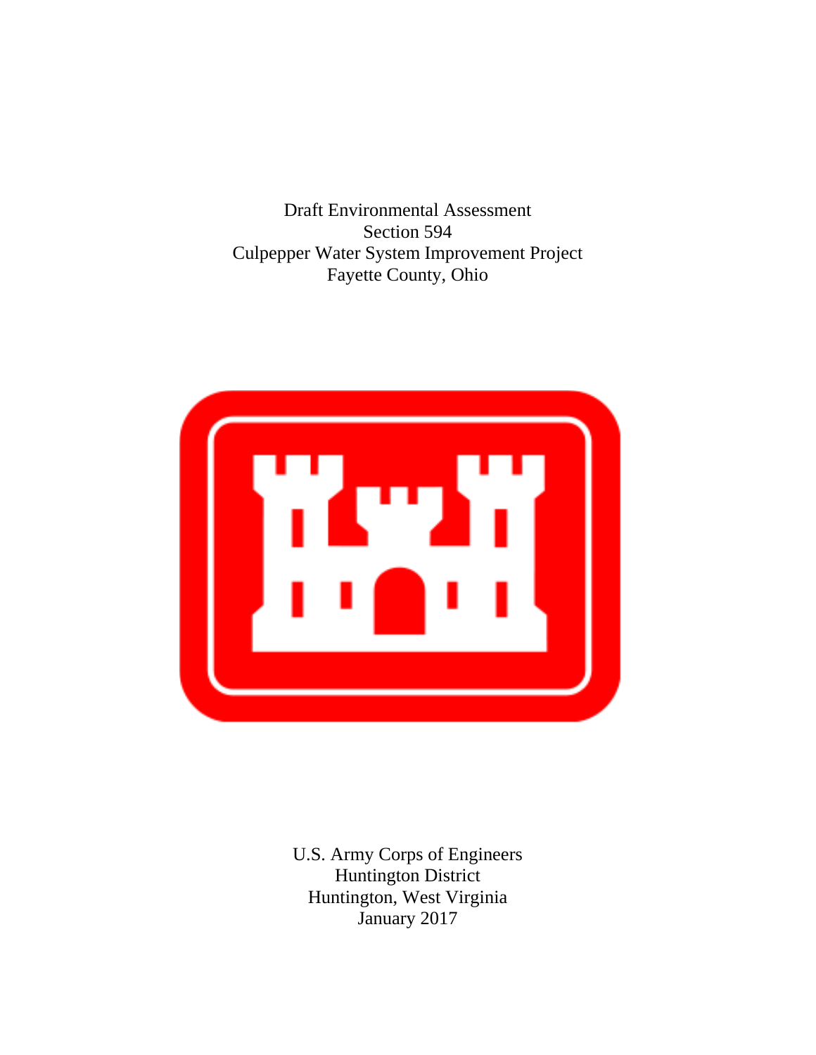# Draft Environmental Assessment
# Section 594
# Culpepper Water System Improvement Project
# Fayette County, Ohio

U.S. Army Corps of Engineers
Huntington District
Huntington, West Virginia
January 2017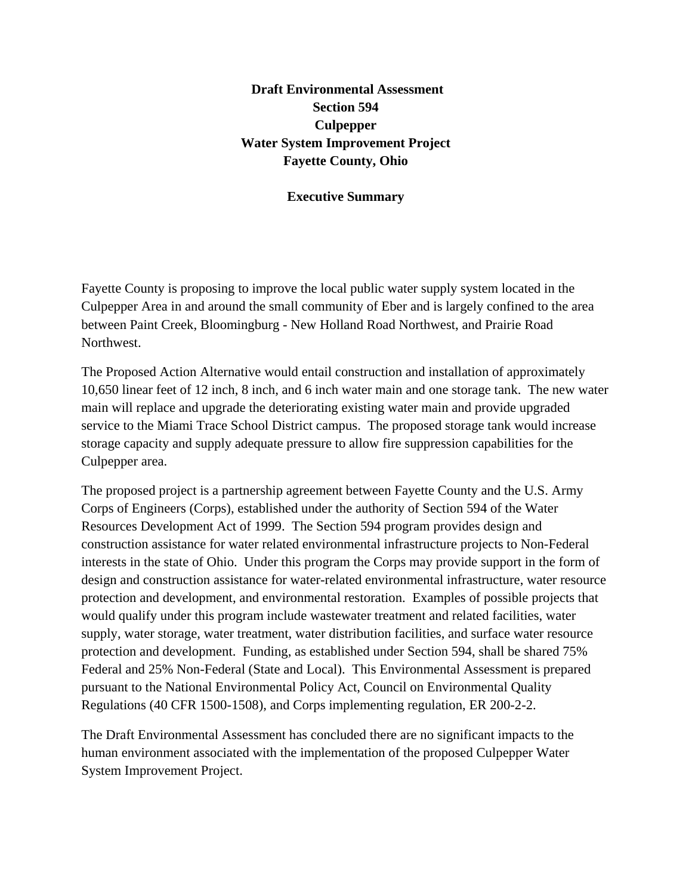# Draft Environmental Assessment
# Section 594
# Culpepper
# Water System Improvement Project
# Fayette County, Ohio

## Executive Summary

Fayette County is proposing to improve the local public water supply system located in the Culpepper Area in and around the small community of Eber and is largely confined to the area between Paint Creek, Bloomingburg - New Holland Road Northwest, and Prairie Road Northwest.

The Proposed Action Alternative would entail construction and installation of approximately 10,650 linear feet of 12 inch, 8 inch, and 6 inch water main and one storage tank. The new water main will replace and upgrade the deteriorating existing water main and provide upgraded service to the Miami Trace School District campus. The proposed storage tank would increase storage capacity and supply adequate pressure to allow fire suppression capabilities for the Culpepper area.

The proposed project is a partnership agreement between Fayette County and the U.S. Army Corps of Engineers (Corps), established under the authority of Section 594 of the Water Resources Development Act of 1999. The Section 594 program provides design and construction assistance for water related environmental infrastructure projects to Non-Federal interests in the state of Ohio. Under this program the Corps may provide support in the form of design and construction assistance for water-related environmental infrastructure, water resource protection and development, and environmental restoration. Examples of possible projects that would qualify under this program include wastewater treatment and related facilities, water supply, water storage, water treatment, water distribution facilities, and surface water resource protection and development. Funding, as established under Section 594, shall be shared 75% Federal and 25% Non-Federal (State and Local). This Environmental Assessment is prepared pursuant to the National Environmental Policy Act, Council on Environmental Quality Regulations (40 CFR 1500-1508), and Corps implementing regulation, ER 200-2-2.

The Draft Environmental Assessment has concluded there are no significant impacts to the human environment associated with the implementation of the proposed Culpepper Water System Improvement Project.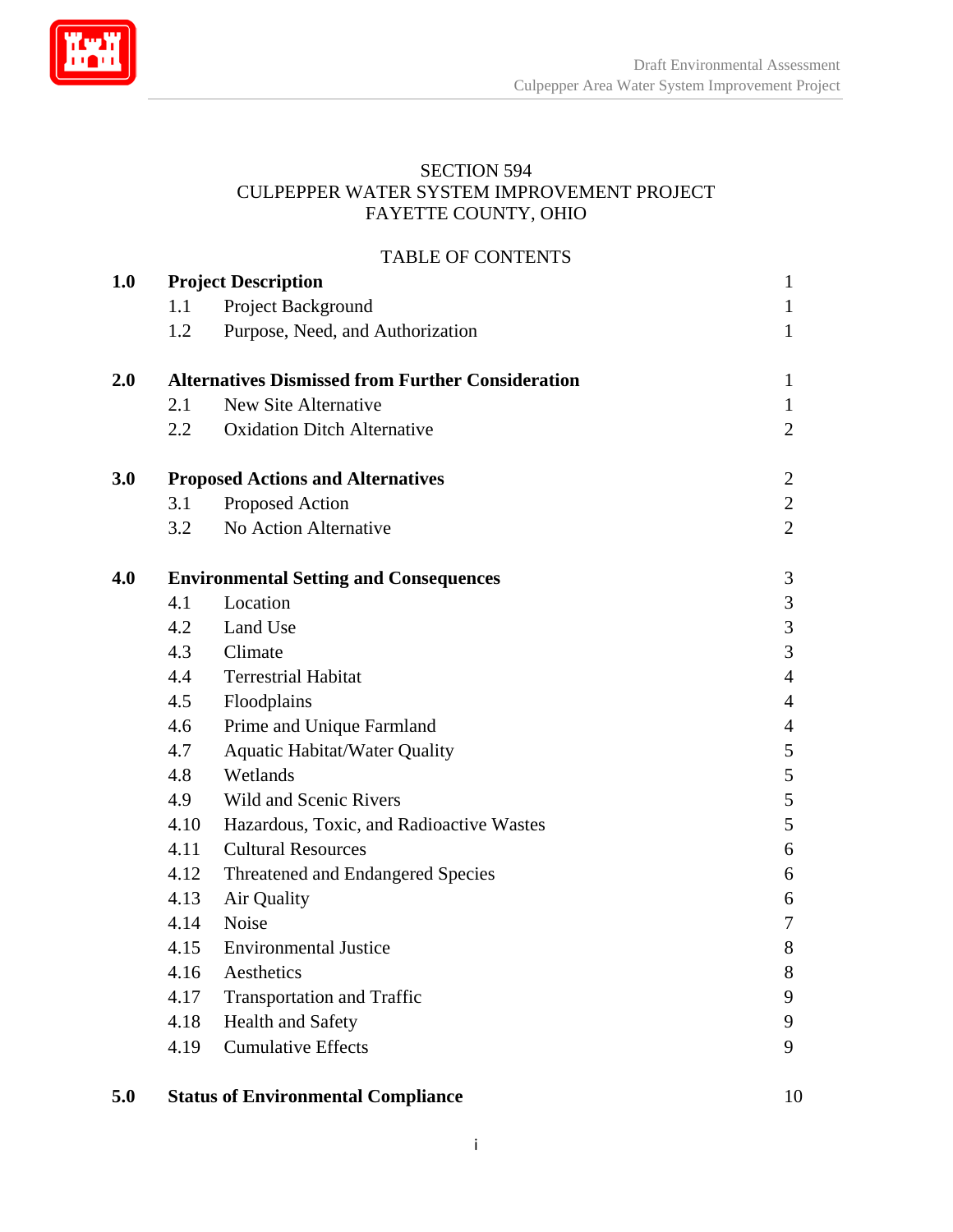SECTION 594
CULPEPPER WATER SYSTEM IMPROVEMENT PROJECT
FAYETTE COUNTY, OHIO

TABLE OF CONTENTS

| | | Page |
|---|---|---|
| **1.0** | **Project Description** | 1 |
| 1.1 | Project Background | 1 |
| 1.2 | Purpose, Need, and Authorization | 1 |
| **2.0** | **Alternatives Dismissed from Further Consideration** | 1 |
| 2.1 | New Site Alternative | 1 |
| 2.2 | Oxidation Ditch Alternative | 2 |
| **3.0** | **Proposed Actions and Alternatives** | 2 |
| 3.1 | Proposed Action | 2 |
| 3.2 | No Action Alternative | 2 |
| **4.0** | **Environmental Setting and Consequences** | 3 |
| 4.1 | Location | 3 |
| 4.2 | Land Use | 3 |
| 4.3 | Climate | 3 |
| 4.4 | Terrestrial Habitat | 4 |
| 4.5 | Floodplains | 4 |
| 4.6 | Prime and Unique Farmland | 4 |
| 4.7 | Aquatic Habitat/Water Quality | 5 |
| 4.8 | Wetlands | 5 |
| 4.9 | Wild and Scenic Rivers | 5 |
| 4.10 | Hazardous, Toxic, and Radioactive Wastes | 5 |
| 4.11 | Cultural Resources | 6 |
| 4.12 | Threatened and Endangered Species | 6 |
| 4.13 | Air Quality | 6 |
| 4.14 | Noise | 7 |
| 4.15 | Environmental Justice | 8 |
| 4.16 | Aesthetics | 8 |
| 4.17 | Transportation and Traffic | 9 |
| 4.18 | Health and Safety | 9 |
| 4.19 | Cumulative Effects | 9 |
| **5.0** | **Status of Environmental Compliance** | 10 |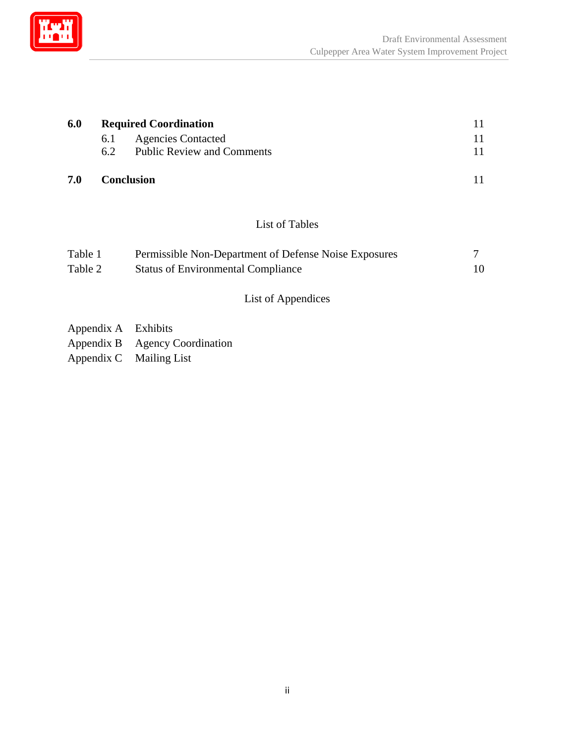| | | |
|---|---|---|
| **6.0** | **Required Coordination** | 11 |
| 6.1 | Agencies Contacted | 11 |
| 6.2 | Public Review and Comments | 11 |
| **7.0** | **Conclusion** | 11 |

List of Tables

| | | |
|---|---|---|
| Table 1 | Permissible Non-Department of Defense Noise Exposures | 7 |
| Table 2 | Status of Environmental Compliance | 10 |

List of Appendices

| | |
|---|---|
| Appendix A | Exhibits |
| Appendix B | Agency Coordination |
| Appendix C | Mailing List |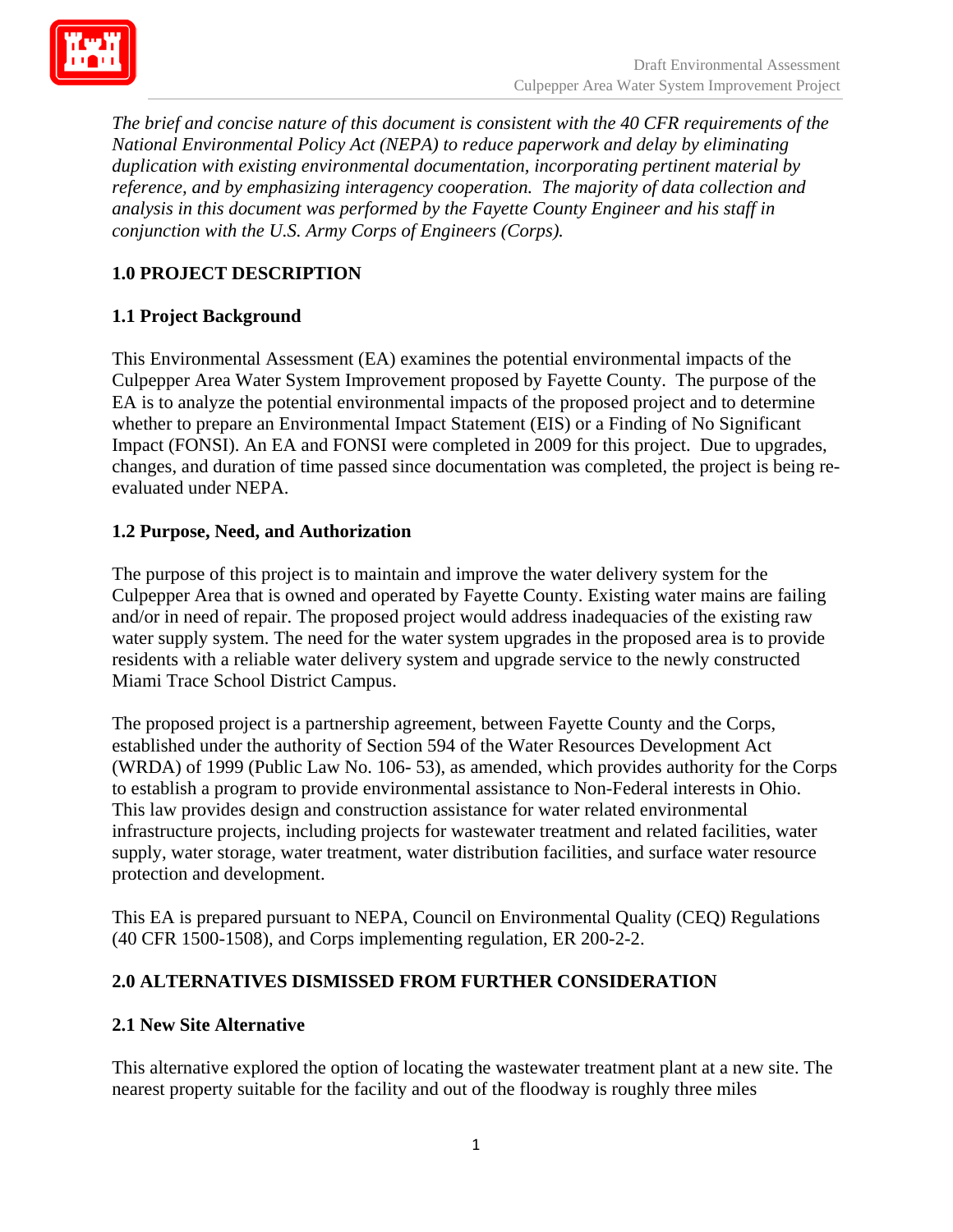*The brief and concise nature of this document is consistent with the 40 CFR requirements of the National Environmental Policy Act (NEPA) to reduce paperwork and delay by eliminating duplication with existing environmental documentation, incorporating pertinent material by reference, and by emphasizing interagency cooperation. The majority of data collection and analysis in this document was performed by the Fayette County Engineer and his staff in conjunction with the U.S. Army Corps of Engineers (Corps).*

## 1.0 PROJECT DESCRIPTION

### 1.1 Project Background

This Environmental Assessment (EA) examines the potential environmental impacts of the Culpepper Area Water System Improvement proposed by Fayette County. The purpose of the EA is to analyze the potential environmental impacts of the proposed project and to determine whether to prepare an Environmental Impact Statement (EIS) or a Finding of No Significant Impact (FONSI). An EA and FONSI were completed in 2009 for this project. Due to upgrades, changes, and duration of time passed since documentation was completed, the project is being re-evaluated under NEPA.

### 1.2 Purpose, Need, and Authorization

The purpose of this project is to maintain and improve the water delivery system for the Culpepper Area that is owned and operated by Fayette County. Existing water mains are failing and/or in need of repair. The proposed project would address inadequacies of the existing raw water supply system. The need for the water system upgrades in the proposed area is to provide residents with a reliable water delivery system and upgrade service to the newly constructed Miami Trace School District Campus.

The proposed project is a partnership agreement, between Fayette County and the Corps, established under the authority of Section 594 of the Water Resources Development Act (WRDA) of 1999 (Public Law No. 106- 53), as amended, which provides authority for the Corps to establish a program to provide environmental assistance to Non-Federal interests in Ohio. This law provides design and construction assistance for water related environmental infrastructure projects, including projects for wastewater treatment and related facilities, water supply, water storage, water treatment, water distribution facilities, and surface water resource protection and development.

This EA is prepared pursuant to NEPA, Council on Environmental Quality (CEQ) Regulations (40 CFR 1500-1508), and Corps implementing regulation, ER 200-2-2.

## 2.0 ALTERNATIVES DISMISSED FROM FURTHER CONSIDERATION

### 2.1 New Site Alternative

This alternative explored the option of locating the wastewater treatment plant at a new site. The nearest property suitable for the facility and out of the floodway is roughly three miles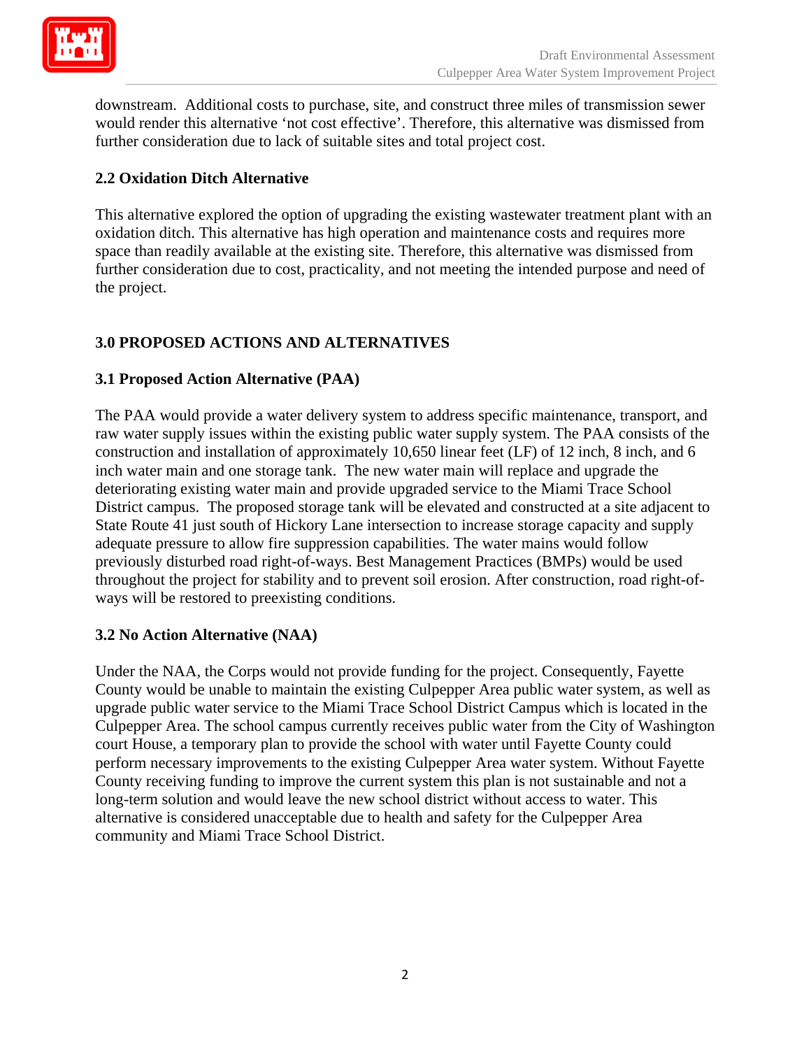downstream. Additional costs to purchase, site, and construct three miles of transmission sewer would render this alternative 'not cost effective'. Therefore, this alternative was dismissed from further consideration due to lack of suitable sites and total project cost.

### 2.2 Oxidation Ditch Alternative

This alternative explored the option of upgrading the existing wastewater treatment plant with an oxidation ditch. This alternative has high operation and maintenance costs and requires more space than readily available at the existing site. Therefore, this alternative was dismissed from further consideration due to cost, practicality, and not meeting the intended purpose and need of the project.

## 3.0 PROPOSED ACTIONS AND ALTERNATIVES

### 3.1 Proposed Action Alternative (PAA)

The PAA would provide a water delivery system to address specific maintenance, transport, and raw water supply issues within the existing public water supply system. The PAA consists of the construction and installation of approximately 10,650 linear feet (LF) of 12 inch, 8 inch, and 6 inch water main and one storage tank. The new water main will replace and upgrade the deteriorating existing water main and provide upgraded service to the Miami Trace School District campus. The proposed storage tank will be elevated and constructed at a site adjacent to State Route 41 just south of Hickory Lane intersection to increase storage capacity and supply adequate pressure to allow fire suppression capabilities. The water mains would follow previously disturbed road right-of-ways. Best Management Practices (BMPs) would be used throughout the project for stability and to prevent soil erosion. After construction, road right-of-ways will be restored to preexisting conditions.

### 3.2 No Action Alternative (NAA)

Under the NAA, the Corps would not provide funding for the project. Consequently, Fayette County would be unable to maintain the existing Culpepper Area public water system, as well as upgrade public water service to the Miami Trace School District Campus which is located in the Culpepper Area. The school campus currently receives public water from the City of Washington court House, a temporary plan to provide the school with water until Fayette County could perform necessary improvements to the existing Culpepper Area water system. Without Fayette County receiving funding to improve the current system this plan is not sustainable and not a long-term solution and would leave the new school district without access to water. This alternative is considered unacceptable due to health and safety for the Culpepper Area community and Miami Trace School District.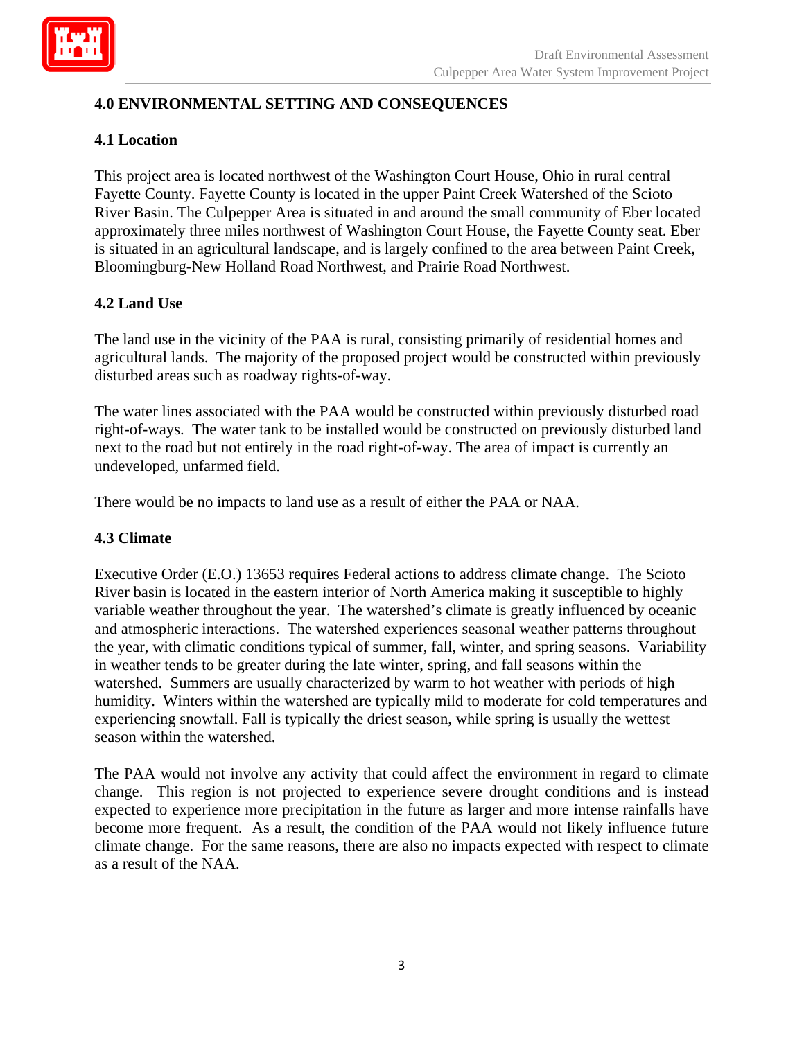## 4.0 ENVIRONMENTAL SETTING AND CONSEQUENCES

### 4.1 Location

This project area is located northwest of the Washington Court House, Ohio in rural central Fayette County. Fayette County is located in the upper Paint Creek Watershed of the Scioto River Basin. The Culpepper Area is situated in and around the small community of Eber located approximately three miles northwest of Washington Court House, the Fayette County seat. Eber is situated in an agricultural landscape, and is largely confined to the area between Paint Creek, Bloomingburg-New Holland Road Northwest, and Prairie Road Northwest.

### 4.2 Land Use

The land use in the vicinity of the PAA is rural, consisting primarily of residential homes and agricultural lands. The majority of the proposed project would be constructed within previously disturbed areas such as roadway rights-of-way.

The water lines associated with the PAA would be constructed within previously disturbed road right-of-ways. The water tank to be installed would be constructed on previously disturbed land next to the road but not entirely in the road right-of-way. The area of impact is currently an undeveloped, unfarmed field.

There would be no impacts to land use as a result of either the PAA or NAA.

### 4.3 Climate

Executive Order (E.O.) 13653 requires Federal actions to address climate change. The Scioto River basin is located in the eastern interior of North America making it susceptible to highly variable weather throughout the year. The watershed's climate is greatly influenced by oceanic and atmospheric interactions. The watershed experiences seasonal weather patterns throughout the year, with climatic conditions typical of summer, fall, winter, and spring seasons. Variability in weather tends to be greater during the late winter, spring, and fall seasons within the watershed. Summers are usually characterized by warm to hot weather with periods of high humidity. Winters within the watershed are typically mild to moderate for cold temperatures and experiencing snowfall. Fall is typically the driest season, while spring is usually the wettest season within the watershed.

The PAA would not involve any activity that could affect the environment in regard to climate change. This region is not projected to experience severe drought conditions and is instead expected to experience more precipitation in the future as larger and more intense rainfalls have become more frequent. As a result, the condition of the PAA would not likely influence future climate change. For the same reasons, there are also no impacts expected with respect to climate as a result of the NAA.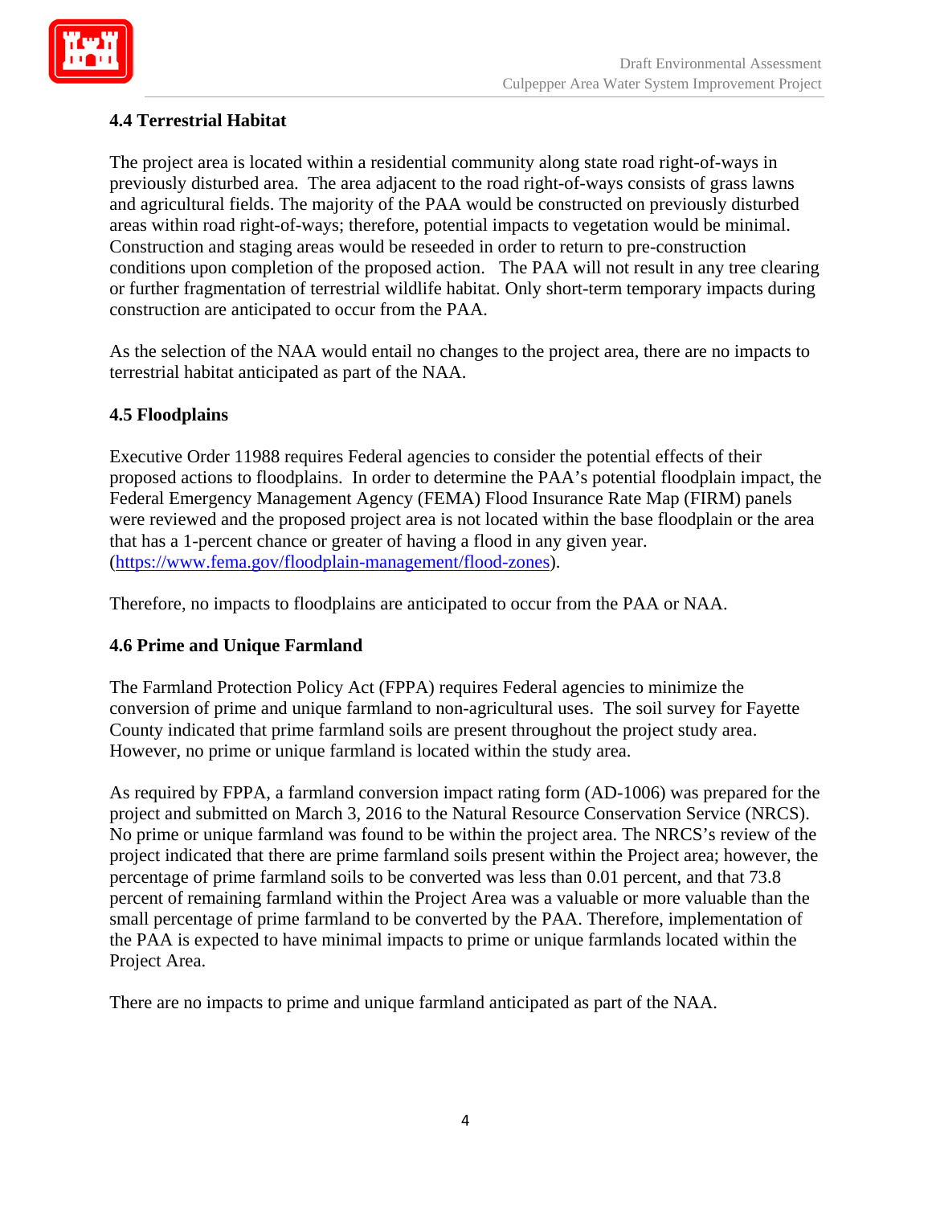### 4.4 Terrestrial Habitat

The project area is located within a residential community along state road right-of-ways in previously disturbed area. The area adjacent to the road right-of-ways consists of grass lawns and agricultural fields. The majority of the PAA would be constructed on previously disturbed areas within road right-of-ways; therefore, potential impacts to vegetation would be minimal. Construction and staging areas would be reseeded in order to return to pre-construction conditions upon completion of the proposed action. The PAA will not result in any tree clearing or further fragmentation of terrestrial wildlife habitat. Only short-term temporary impacts during construction are anticipated to occur from the PAA.

As the selection of the NAA would entail no changes to the project area, there are no impacts to terrestrial habitat anticipated as part of the NAA.

### 4.5 Floodplains

Executive Order 11988 requires Federal agencies to consider the potential effects of their proposed actions to floodplains. In order to determine the PAA's potential floodplain impact, the Federal Emergency Management Agency (FEMA) Flood Insurance Rate Map (FIRM) panels were reviewed and the proposed project area is not located within the base floodplain or the area that has a 1-percent chance or greater of having a flood in any given year. ([https://www.fema.gov/floodplain-management/flood-zones](https://www.fema.gov/floodplain-management/flood-zones)).

Therefore, no impacts to floodplains are anticipated to occur from the PAA or NAA.

### 4.6 Prime and Unique Farmland

The Farmland Protection Policy Act (FPPA) requires Federal agencies to minimize the conversion of prime and unique farmland to non-agricultural uses. The soil survey for Fayette County indicated that prime farmland soils are present throughout the project study area. However, no prime or unique farmland is located within the study area.

As required by FPPA, a farmland conversion impact rating form (AD-1006) was prepared for the project and submitted on March 3, 2016 to the Natural Resource Conservation Service (NRCS). No prime or unique farmland was found to be within the project area. The NRCS's review of the project indicated that there are prime farmland soils present within the Project area; however, the percentage of prime farmland soils to be converted was less than 0.01 percent, and that 73.8 percent of remaining farmland within the Project Area was a valuable or more valuable than the small percentage of prime farmland to be converted by the PAA. Therefore, implementation of the PAA is expected to have minimal impacts to prime or unique farmlands located within the Project Area.

There are no impacts to prime and unique farmland anticipated as part of the NAA.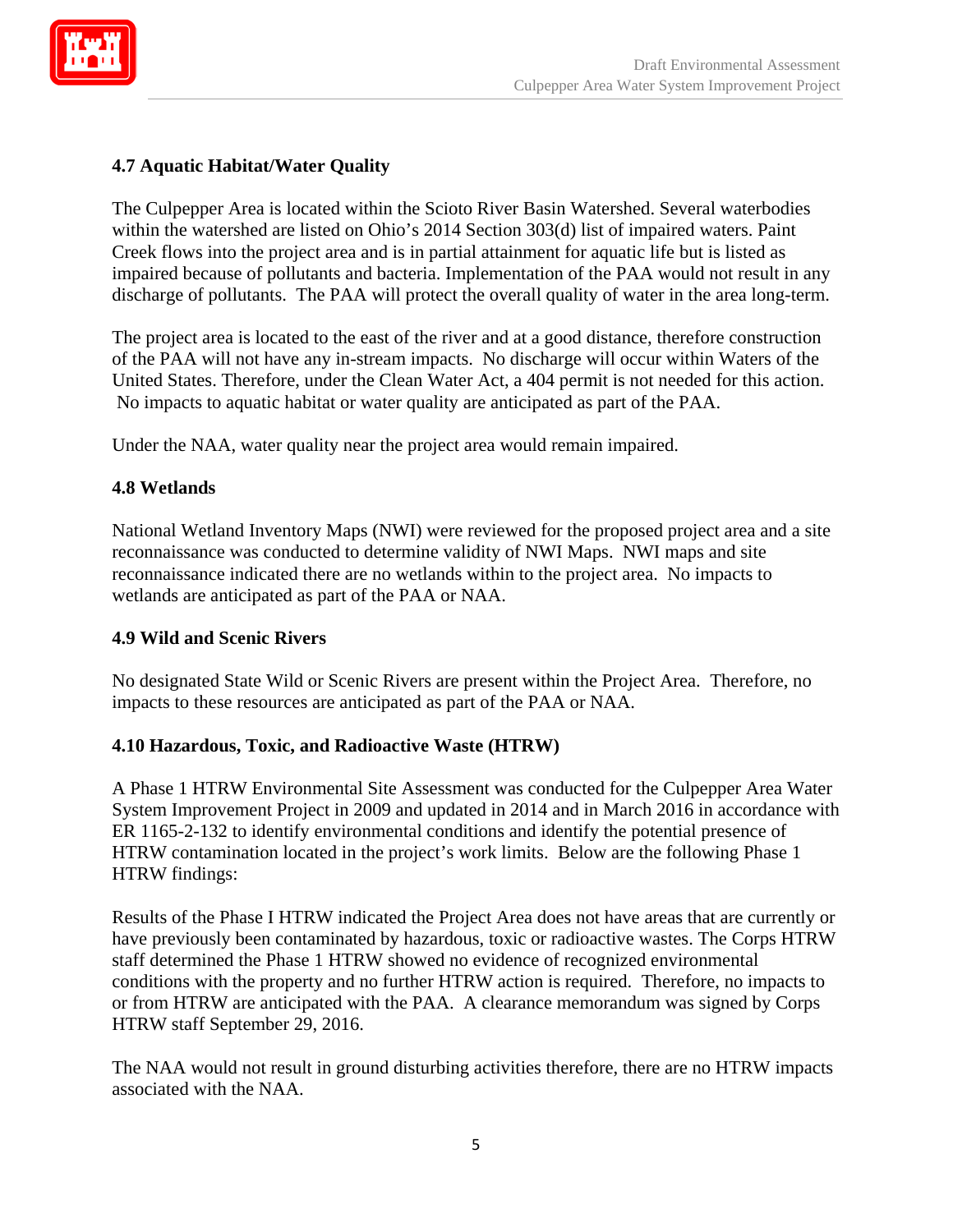### 4.7 Aquatic Habitat/Water Quality

The Culpepper Area is located within the Scioto River Basin Watershed. Several waterbodies within the watershed are listed on Ohio's 2014 Section 303(d) list of impaired waters. Paint Creek flows into the project area and is in partial attainment for aquatic life but is listed as impaired because of pollutants and bacteria. Implementation of the PAA would not result in any discharge of pollutants. The PAA will protect the overall quality of water in the area long-term.

The project area is located to the east of the river and at a good distance, therefore construction of the PAA will not have any in-stream impacts. No discharge will occur within Waters of the United States. Therefore, under the Clean Water Act, a 404 permit is not needed for this action. No impacts to aquatic habitat or water quality are anticipated as part of the PAA.

Under the NAA, water quality near the project area would remain impaired.

### 4.8 Wetlands

National Wetland Inventory Maps (NWI) were reviewed for the proposed project area and a site reconnaissance was conducted to determine validity of NWI Maps. NWI maps and site reconnaissance indicated there are no wetlands within to the project area. No impacts to wetlands are anticipated as part of the PAA or NAA.

### 4.9 Wild and Scenic Rivers

No designated State Wild or Scenic Rivers are present within the Project Area. Therefore, no impacts to these resources are anticipated as part of the PAA or NAA.

### 4.10 Hazardous, Toxic, and Radioactive Waste (HTRW)

A Phase 1 HTRW Environmental Site Assessment was conducted for the Culpepper Area Water System Improvement Project in 2009 and updated in 2014 and in March 2016 in accordance with ER 1165-2-132 to identify environmental conditions and identify the potential presence of HTRW contamination located in the project's work limits. Below are the following Phase 1 HTRW findings:

Results of the Phase I HTRW indicated the Project Area does not have areas that are currently or have previously been contaminated by hazardous, toxic or radioactive wastes. The Corps HTRW staff determined the Phase 1 HTRW showed no evidence of recognized environmental conditions with the property and no further HTRW action is required. Therefore, no impacts to or from HTRW are anticipated with the PAA. A clearance memorandum was signed by Corps HTRW staff September 29, 2016.

The NAA would not result in ground disturbing activities therefore, there are no HTRW impacts associated with the NAA.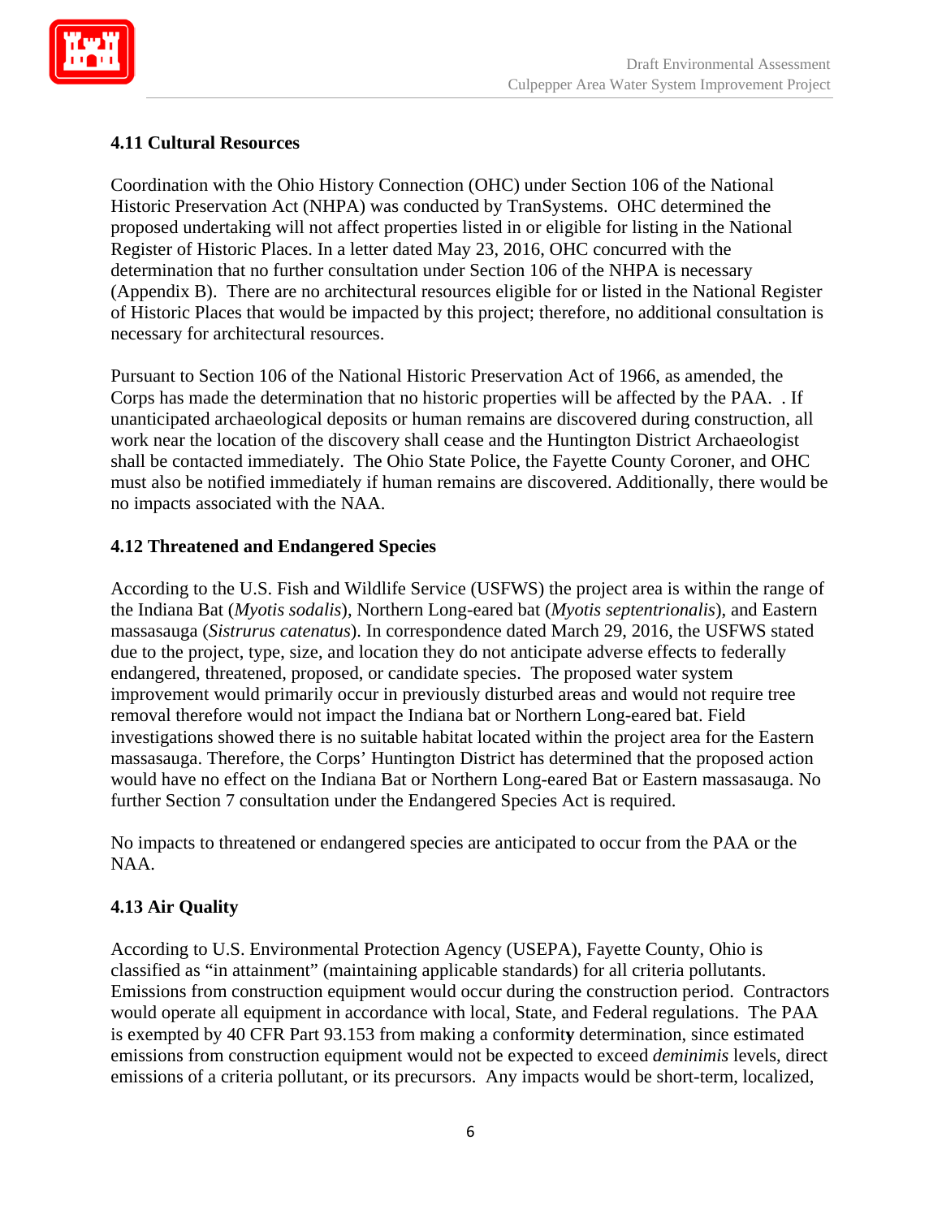### 4.11 Cultural Resources

Coordination with the Ohio History Connection (OHC) under Section 106 of the National Historic Preservation Act (NHPA) was conducted by TranSystems. OHC determined the proposed undertaking will not affect properties listed in or eligible for listing in the National Register of Historic Places. In a letter dated May 23, 2016, OHC concurred with the determination that no further consultation under Section 106 of the NHPA is necessary (Appendix B). There are no architectural resources eligible for or listed in the National Register of Historic Places that would be impacted by this project; therefore, no additional consultation is necessary for architectural resources.

Pursuant to Section 106 of the National Historic Preservation Act of 1966, as amended, the Corps has made the determination that no historic properties will be affected by the PAA. . If unanticipated archaeological deposits or human remains are discovered during construction, all work near the location of the discovery shall cease and the Huntington District Archaeologist shall be contacted immediately. The Ohio State Police, the Fayette County Coroner, and OHC must also be notified immediately if human remains are discovered. Additionally, there would be no impacts associated with the NAA.

### 4.12 Threatened and Endangered Species

According to the U.S. Fish and Wildlife Service (USFWS) the project area is within the range of the Indiana Bat (*Myotis sodalis*), Northern Long-eared bat (*Myotis septentrionalis*), and Eastern massasauga (*Sistrurus catenatus*). In correspondence dated March 29, 2016, the USFWS stated due to the project, type, size, and location they do not anticipate adverse effects to federally endangered, threatened, proposed, or candidate species. The proposed water system improvement would primarily occur in previously disturbed areas and would not require tree removal therefore would not impact the Indiana bat or Northern Long-eared bat. Field investigations showed there is no suitable habitat located within the project area for the Eastern massasauga. Therefore, the Corps' Huntington District has determined that the proposed action would have no effect on the Indiana Bat or Northern Long-eared Bat or Eastern massasauga. No further Section 7 consultation under the Endangered Species Act is required.

No impacts to threatened or endangered species are anticipated to occur from the PAA or the NAA.

### 4.13 Air Quality

According to U.S. Environmental Protection Agency (USEPA), Fayette County, Ohio is classified as "in attainment" (maintaining applicable standards) for all criteria pollutants. Emissions from construction equipment would occur during the construction period. Contractors would operate all equipment in accordance with local, State, and Federal regulations. The PAA is exempted by 40 CFR Part 93.153 from making a conformity determination, since estimated emissions from construction equipment would not be expected to exceed *deminimis* levels, direct emissions of a criteria pollutant, or its precursors. Any impacts would be short-term, localized,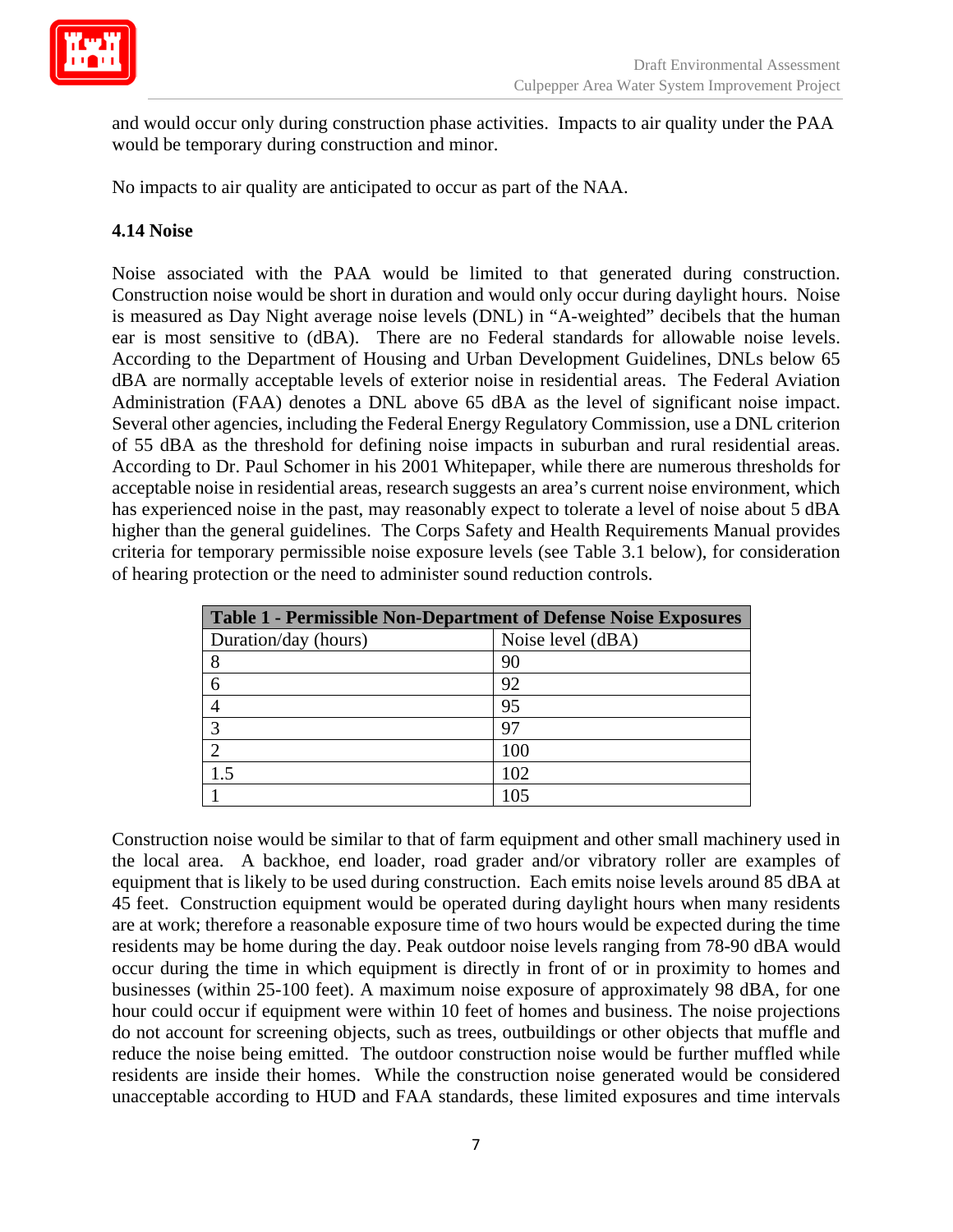and would occur only during construction phase activities. Impacts to air quality under the PAA would be temporary during construction and minor.

No impacts to air quality are anticipated to occur as part of the NAA.

### 4.14 Noise

Noise associated with the PAA would be limited to that generated during construction. Construction noise would be short in duration and would only occur during daylight hours. Noise is measured as Day Night average noise levels (DNL) in "A-weighted" decibels that the human ear is most sensitive to (dBA). There are no Federal standards for allowable noise levels. According to the Department of Housing and Urban Development Guidelines, DNLs below 65 dBA are normally acceptable levels of exterior noise in residential areas. The Federal Aviation Administration (FAA) denotes a DNL above 65 dBA as the level of significant noise impact. Several other agencies, including the Federal Energy Regulatory Commission, use a DNL criterion of 55 dBA as the threshold for defining noise impacts in suburban and rural residential areas. According to Dr. Paul Schomer in his 2001 Whitepaper, while there are numerous thresholds for acceptable noise in residential areas, research suggests an area's current noise environment, which has experienced noise in the past, may reasonably expect to tolerate a level of noise about 5 dBA higher than the general guidelines. The Corps Safety and Health Requirements Manual provides criteria for temporary permissible noise exposure levels (see Table 3.1 below), for consideration of hearing protection or the need to administer sound reduction controls.

| **Table 1 - Permissible Non-Department of Defense Noise Exposures** | |
|---|---|
| Duration/day (hours) | Noise level (dBA) |
| 8 | 90 |
| 6 | 92 |
| 4 | 95 |
| 3 | 97 |
| 2 | 100 |
| 1.5 | 102 |
| 1 | 105 |

Construction noise would be similar to that of farm equipment and other small machinery used in the local area. A backhoe, end loader, road grader and/or vibratory roller are examples of equipment that is likely to be used during construction. Each emits noise levels around 85 dBA at 45 feet. Construction equipment would be operated during daylight hours when many residents are at work; therefore a reasonable exposure time of two hours would be expected during the time residents may be home during the day. Peak outdoor noise levels ranging from 78-90 dBA would occur during the time in which equipment is directly in front of or in proximity to homes and businesses (within 25-100 feet). A maximum noise exposure of approximately 98 dBA, for one hour could occur if equipment were within 10 feet of homes and business. The noise projections do not account for screening objects, such as trees, outbuildings or other objects that muffle and reduce the noise being emitted. The outdoor construction noise would be further muffled while residents are inside their homes. While the construction noise generated would be considered unacceptable according to HUD and FAA standards, these limited exposures and time intervals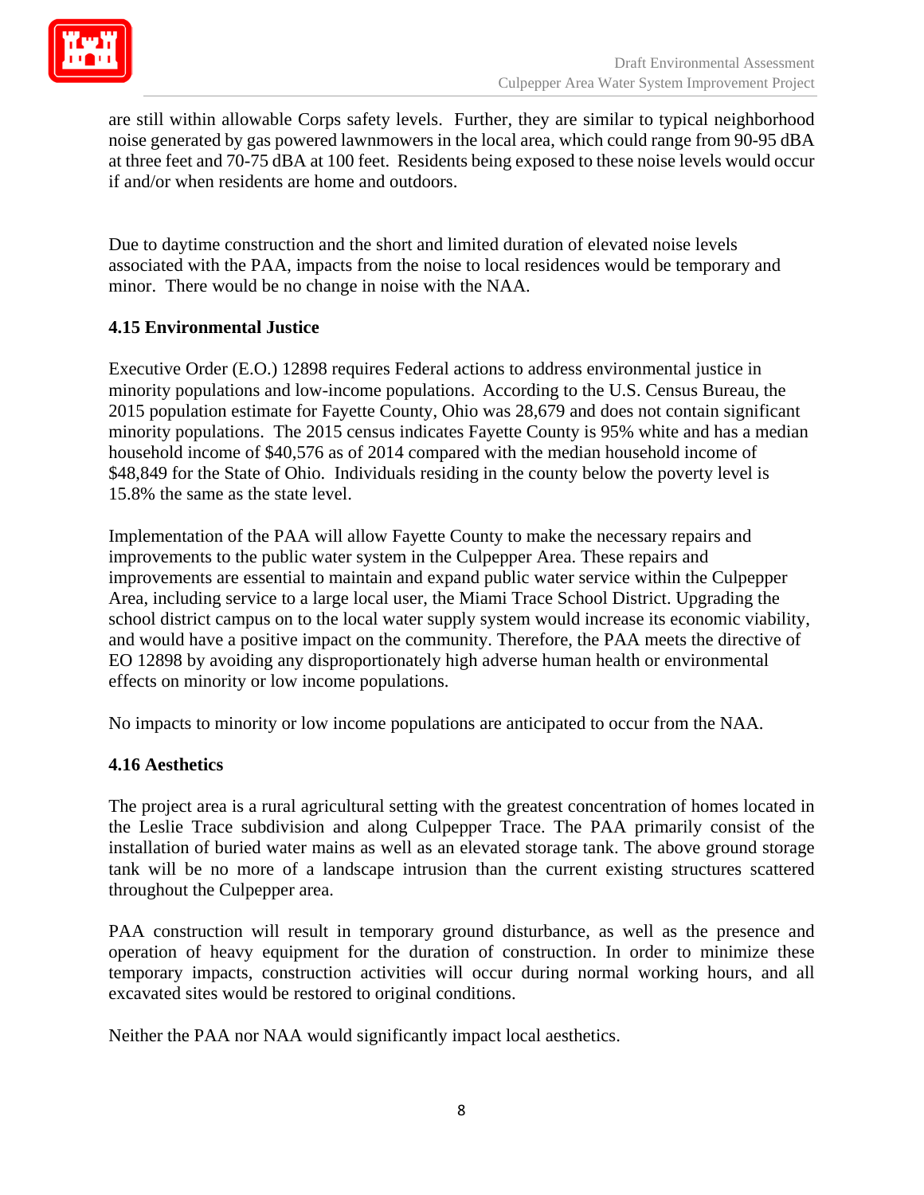are still within allowable Corps safety levels. Further, they are similar to typical neighborhood noise generated by gas powered lawnmowers in the local area, which could range from 90-95 dBA at three feet and 70-75 dBA at 100 feet. Residents being exposed to these noise levels would occur if and/or when residents are home and outdoors.

Due to daytime construction and the short and limited duration of elevated noise levels associated with the PAA, impacts from the noise to local residences would be temporary and minor. There would be no change in noise with the NAA.

### 4.15 Environmental Justice

Executive Order (E.O.) 12898 requires Federal actions to address environmental justice in minority populations and low-income populations. According to the U.S. Census Bureau, the 2015 population estimate for Fayette County, Ohio was 28,679 and does not contain significant minority populations. The 2015 census indicates Fayette County is 95% white and has a median household income of $40,576 as of 2014 compared with the median household income of $48,849 for the State of Ohio. Individuals residing in the county below the poverty level is 15.8% the same as the state level.

Implementation of the PAA will allow Fayette County to make the necessary repairs and improvements to the public water system in the Culpepper Area. These repairs and improvements are essential to maintain and expand public water service within the Culpepper Area, including service to a large local user, the Miami Trace School District. Upgrading the school district campus on to the local water supply system would increase its economic viability, and would have a positive impact on the community. Therefore, the PAA meets the directive of EO 12898 by avoiding any disproportionately high adverse human health or environmental effects on minority or low income populations.

No impacts to minority or low income populations are anticipated to occur from the NAA.

### 4.16 Aesthetics

The project area is a rural agricultural setting with the greatest concentration of homes located in the Leslie Trace subdivision and along Culpepper Trace. The PAA primarily consist of the installation of buried water mains as well as an elevated storage tank. The above ground storage tank will be no more of a landscape intrusion than the current existing structures scattered throughout the Culpepper area.

PAA construction will result in temporary ground disturbance, as well as the presence and operation of heavy equipment for the duration of construction. In order to minimize these temporary impacts, construction activities will occur during normal working hours, and all excavated sites would be restored to original conditions.

Neither the PAA nor NAA would significantly impact local aesthetics.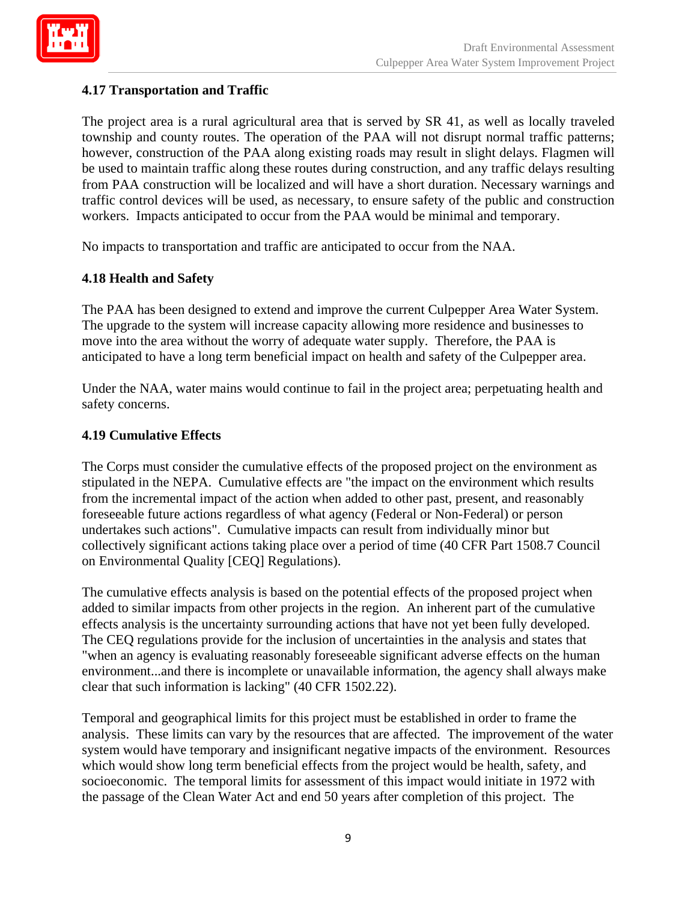### 4.17 Transportation and Traffic

The project area is a rural agricultural area that is served by SR 41, as well as locally traveled township and county routes. The operation of the PAA will not disrupt normal traffic patterns; however, construction of the PAA along existing roads may result in slight delays. Flagmen will be used to maintain traffic along these routes during construction, and any traffic delays resulting from PAA construction will be localized and will have a short duration. Necessary warnings and traffic control devices will be used, as necessary, to ensure safety of the public and construction workers. Impacts anticipated to occur from the PAA would be minimal and temporary.

No impacts to transportation and traffic are anticipated to occur from the NAA.

### 4.18 Health and Safety

The PAA has been designed to extend and improve the current Culpepper Area Water System. The upgrade to the system will increase capacity allowing more residence and businesses to move into the area without the worry of adequate water supply. Therefore, the PAA is anticipated to have a long term beneficial impact on health and safety of the Culpepper area.

Under the NAA, water mains would continue to fail in the project area; perpetuating health and safety concerns.

### 4.19 Cumulative Effects

The Corps must consider the cumulative effects of the proposed project on the environment as stipulated in the NEPA. Cumulative effects are "the impact on the environment which results from the incremental impact of the action when added to other past, present, and reasonably foreseeable future actions regardless of what agency (Federal or Non-Federal) or person undertakes such actions". Cumulative impacts can result from individually minor but collectively significant actions taking place over a period of time (40 CFR Part 1508.7 Council on Environmental Quality [CEQ] Regulations).

The cumulative effects analysis is based on the potential effects of the proposed project when added to similar impacts from other projects in the region. An inherent part of the cumulative effects analysis is the uncertainty surrounding actions that have not yet been fully developed. The CEQ regulations provide for the inclusion of uncertainties in the analysis and states that "when an agency is evaluating reasonably foreseeable significant adverse effects on the human environment...and there is incomplete or unavailable information, the agency shall always make clear that such information is lacking" (40 CFR 1502.22).

Temporal and geographical limits for this project must be established in order to frame the analysis. These limits can vary by the resources that are affected. The improvement of the water system would have temporary and insignificant negative impacts of the environment. Resources which would show long term beneficial effects from the project would be health, safety, and socioeconomic. The temporal limits for assessment of this impact would initiate in 1972 with the passage of the Clean Water Act and end 50 years after completion of this project. The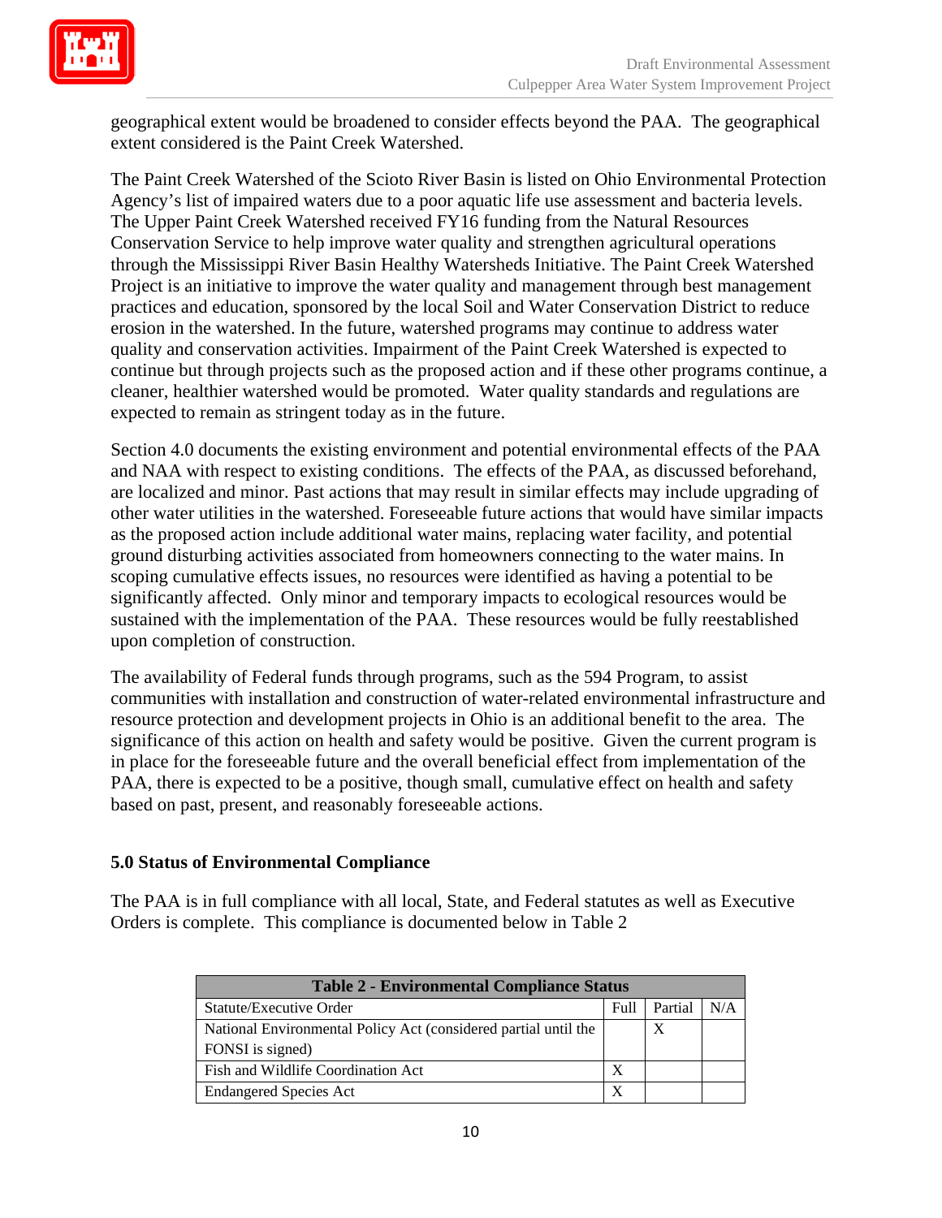geographical extent would be broadened to consider effects beyond the PAA. The geographical extent considered is the Paint Creek Watershed.

The Paint Creek Watershed of the Scioto River Basin is listed on Ohio Environmental Protection Agency's list of impaired waters due to a poor aquatic life use assessment and bacteria levels. The Upper Paint Creek Watershed received FY16 funding from the Natural Resources Conservation Service to help improve water quality and strengthen agricultural operations through the Mississippi River Basin Healthy Watersheds Initiative. The Paint Creek Watershed Project is an initiative to improve the water quality and management through best management practices and education, sponsored by the local Soil and Water Conservation District to reduce erosion in the watershed. In the future, watershed programs may continue to address water quality and conservation activities. Impairment of the Paint Creek Watershed is expected to continue but through projects such as the proposed action and if these other programs continue, a cleaner, healthier watershed would be promoted. Water quality standards and regulations are expected to remain as stringent today as in the future.

Section 4.0 documents the existing environment and potential environmental effects of the PAA and NAA with respect to existing conditions. The effects of the PAA, as discussed beforehand, are localized and minor. Past actions that may result in similar effects may include upgrading of other water utilities in the watershed. Foreseeable future actions that would have similar impacts as the proposed action include additional water mains, replacing water facility, and potential ground disturbing activities associated from homeowners connecting to the water mains. In scoping cumulative effects issues, no resources were identified as having a potential to be significantly affected. Only minor and temporary impacts to ecological resources would be sustained with the implementation of the PAA. These resources would be fully reestablished upon completion of construction.

The availability of Federal funds through programs, such as the 594 Program, to assist communities with installation and construction of water-related environmental infrastructure and resource protection and development projects in Ohio is an additional benefit to the area. The significance of this action on health and safety would be positive. Given the current program is in place for the foreseeable future and the overall beneficial effect from implementation of the PAA, there is expected to be a positive, though small, cumulative effect on health and safety based on past, present, and reasonably foreseeable actions.

## 5.0 Status of Environmental Compliance

The PAA is in full compliance with all local, State, and Federal statutes as well as Executive Orders is complete. This compliance is documented below in Table 2

**Table 2 - Environmental Compliance Status**

| Statute/Executive Order | Full | Partial | N/A |
|---|---|---|---|
| National Environmental Policy Act (considered partial until the FONSI is signed) | | X | |
| Fish and Wildlife Coordination Act | X | | |
| Endangered Species Act | X | | |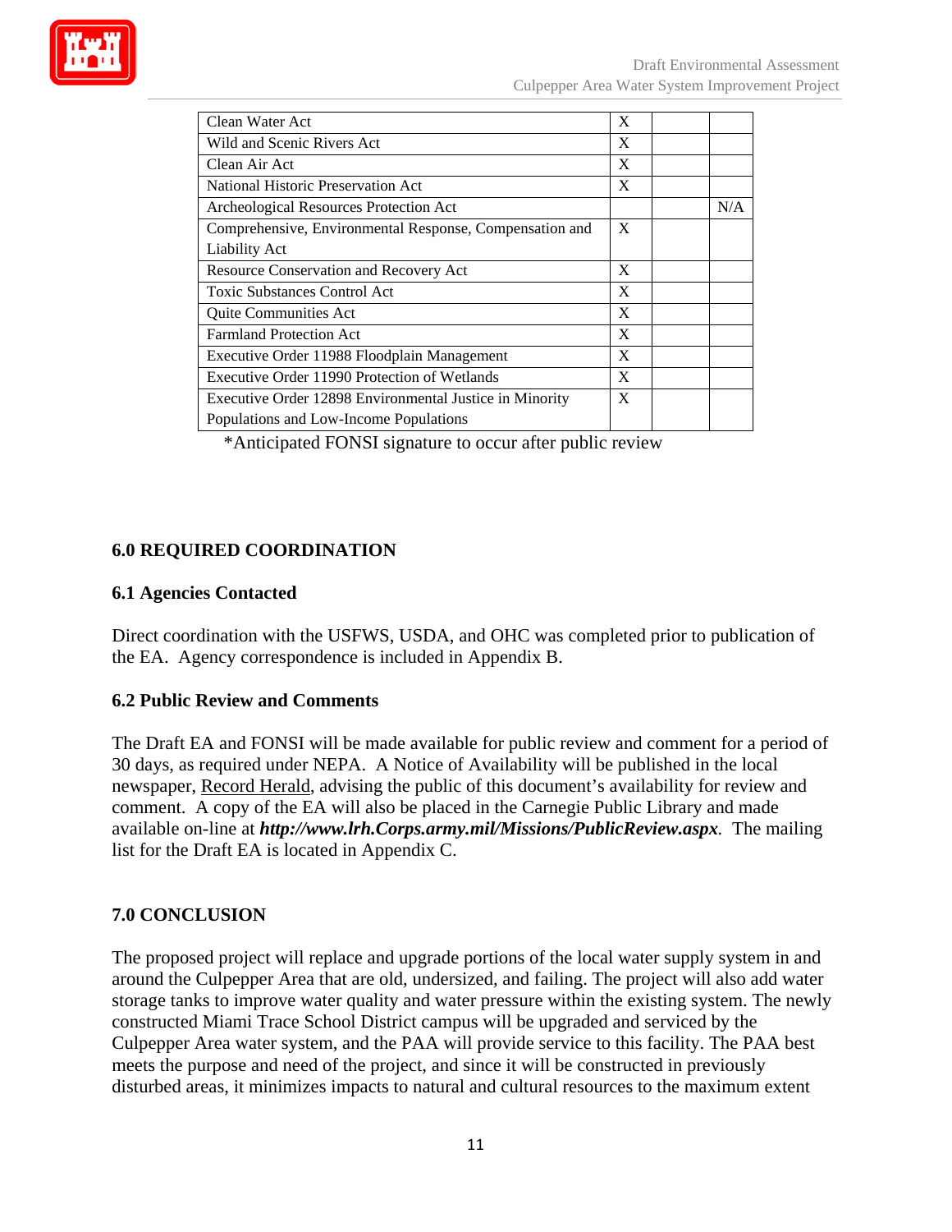| | | | |
|---|---|---|---|
| Clean Water Act | X | | |
| Wild and Scenic Rivers Act | X | | |
| Clean Air Act | X | | |
| National Historic Preservation Act | X | | |
| Archeological Resources Protection Act | | | N/A |
| Comprehensive, Environmental Response, Compensation and Liability Act | X | | |
| Resource Conservation and Recovery Act | X | | |
| Toxic Substances Control Act | X | | |
| Quite Communities Act | X | | |
| Farmland Protection Act | X | | |
| Executive Order 11988 Floodplain Management | X | | |
| Executive Order 11990 Protection of Wetlands | X | | |
| Executive Order 12898 Environmental Justice in Minority Populations and Low-Income Populations | X | | |

*Anticipated FONSI signature to occur after public review

## 6.0 REQUIRED COORDINATION

### 6.1 Agencies Contacted

Direct coordination with the USFWS, USDA, and OHC was completed prior to publication of the EA. Agency correspondence is included in Appendix B.

### 6.2 Public Review and Comments

The Draft EA and FONSI will be made available for public review and comment for a period of 30 days, as required under NEPA. A Notice of Availability will be published in the local newspaper, Record Herald, advising the public of this document's availability for review and comment. A copy of the EA will also be placed in the Carnegie Public Library and made available on-line at ***http://www.lrh.Corps.army.mil/Missions/PublicReview.aspx***. The mailing list for the Draft EA is located in Appendix C.

## 7.0 CONCLUSION

The proposed project will replace and upgrade portions of the local water supply system in and around the Culpepper Area that are old, undersized, and failing. The project will also add water storage tanks to improve water quality and water pressure within the existing system. The newly constructed Miami Trace School District campus will be upgraded and serviced by the Culpepper Area water system, and the PAA will provide service to this facility. The PAA best meets the purpose and need of the project, and since it will be constructed in previously disturbed areas, it minimizes impacts to natural and cultural resources to the maximum extent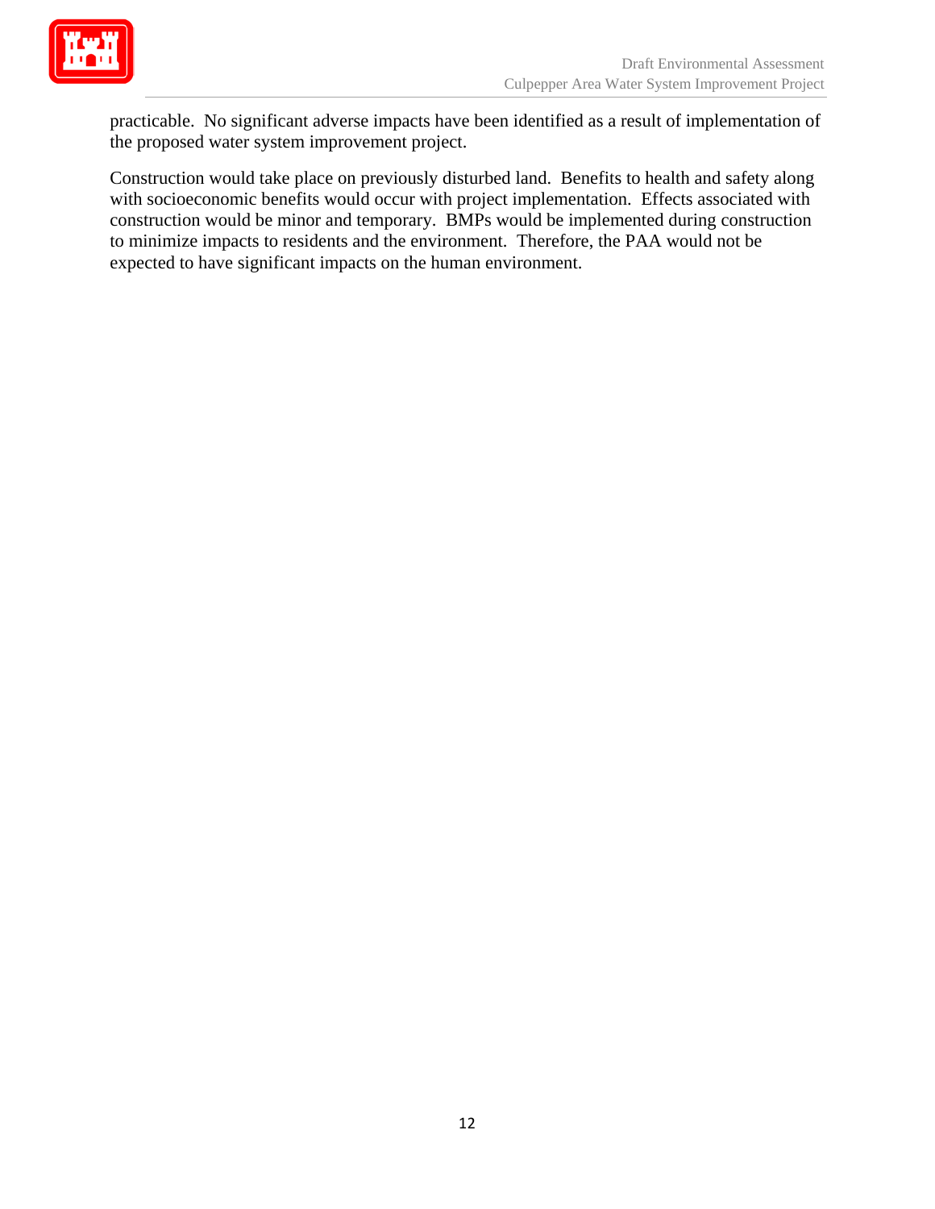practicable. No significant adverse impacts have been identified as a result of implementation of the proposed water system improvement project.

Construction would take place on previously disturbed land. Benefits to health and safety along with socioeconomic benefits would occur with project implementation. Effects associated with construction would be minor and temporary. BMPs would be implemented during construction to minimize impacts to residents and the environment. Therefore, the PAA would not be expected to have significant impacts on the human environment.